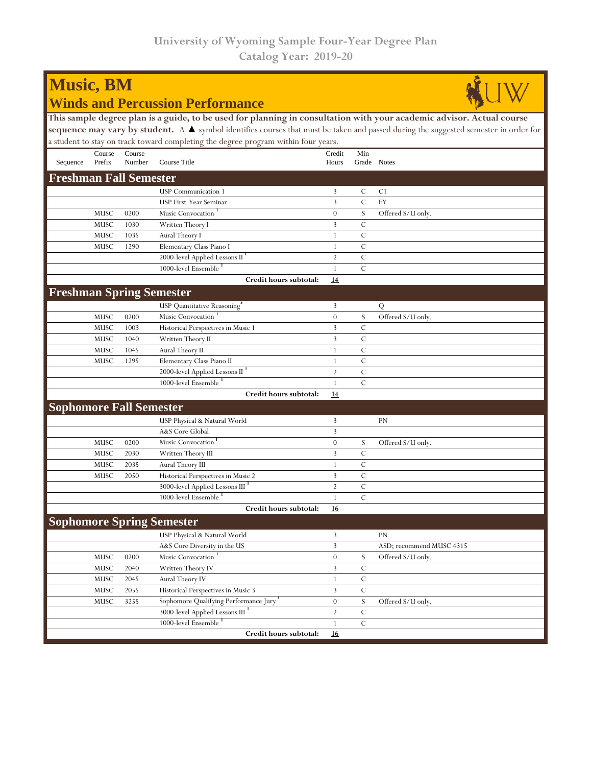# University of Wyoming Sample Four-Year Degree Plan
## Catalog Year: 2019-20

# Music, BM
## Winds and Percussion Performance

**This sample degree plan is a guide, to be used for planning in consultation with your academic advisor. Actual course sequence may vary by student.** A ▲ symbol identifies courses that must be taken and passed during the suggested semester in order for a student to stay on track toward completing the degree program within four years.

| Sequence | Course Prefix | Course Number | Course Title | Credit Hours | Min Grade | Notes |
|---|---|---|---|---|---|---|
| **Freshman Fall Semester** | | | | | | |
| | | | USP Communication 1 | 3 | C | C1 |
| | | | USP First-Year Seminar | 3 | C | FY |
| | MUSC | 0200 | Music Convocation [1] | 0 | S | Offered S/U only. |
| | MUSC | 1030 | Written Theory I | 3 | C | |
| | MUSC | 1035 | Aural Theory I | 1 | C | |
| | MUSC | 1290 | Elementary Class Piano I | 1 | C | |
| | | | 2000-level Applied Lessons II [1] | 2 | C | |
| | | | 1000-level Ensemble [1] | 1 | C | |
| | | | **Credit hours subtotal:** | **14** | | |
| **Freshman Spring Semester** | | | | | | |
| | | | USP Quantitative Reasoning [5] | 3 | | Q |
| | MUSC | 0200 | Music Convocation [1] | 0 | S | Offered S/U only. |
| | MUSC | 1003 | Historical Perspectives in Music 1 | 3 | C | |
| | MUSC | 1040 | Written Theory II | 3 | C | |
| | MUSC | 1045 | Aural Theory II | 1 | C | |
| | MUSC | 1295 | Elementary Class Piano II | 1 | C | |
| | | | 2000-level Applied Lessons II [1] | 2 | C | |
| | | | 1000-level Ensemble [1] | 1 | C | |
| | | | **Credit hours subtotal:** | **14** | | |
| **Sophomore Fall Semester** | | | | | | |
| | | | USP Physical & Natural World | 3 | | PN |
| | | | A&S Core Global | 3 | | |
| | MUSC | 0200 | Music Convocation [1] | 0 | S | Offered S/U only. |
| | MUSC | 2030 | Written Theory III | 3 | C | |
| | MUSC | 2035 | Aural Theory III | 1 | C | |
| | MUSC | 2050 | Historical Perspectives in Music 2 | 3 | C | |
| | | | 3000-level Applied Lessons III [1] | 2 | C | |
| | | | 1000-level Ensemble [1] | 1 | C | |
| | | | **Credit hours subtotal:** | **16** | | |
| **Sophomore Spring Semester** | | | | | | |
| | | | USP Physical & Natural World | 3 | | PN |
| | | | A&S Core Diversity in the US | 3 | | ASD; recommend MUSC 4315 |
| | MUSC | 0200 | Music Convocation [1] | 0 | S | Offered S/U only. |
| | MUSC | 2040 | Written Theory IV | 3 | C | |
| | MUSC | 2045 | Aural Theory IV | 1 | C | |
| | MUSC | 2055 | Historical Perspectives in Music 3 | 3 | C | |
| | MUSC | 3255 | Sophomore Qualifying Performance Jury [3] | 0 | S | Offered S/U only. |
| | | | 3000-level Applied Lessons III [1] | 2 | C | |
| | | | 1000-level Ensemble [1] | 1 | C | |
| | | | **Credit hours subtotal:** | **16** | | |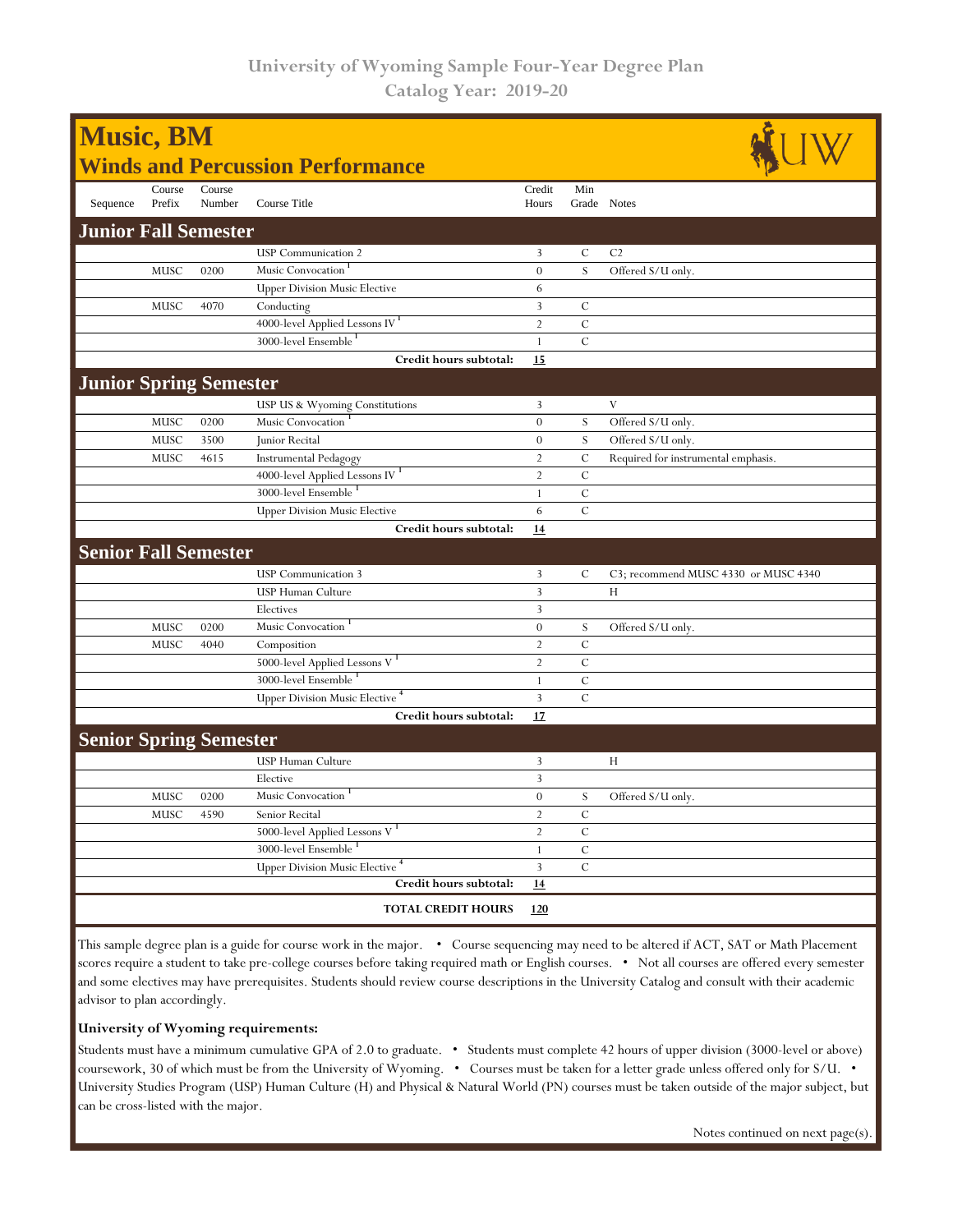# University of Wyoming Sample Four-Year Degree Plan
## Catalog Year: 2019-20

# Music, BM
## Winds and Percussion Performance

| Sequence | Course Prefix | Course Number | Course Title | Credit Hours | Min Grade | Notes |
|---|---|---|---|---|---|---|
| **Junior Fall Semester** | | | | | | |
| | | | USP Communication 2 | 3 | C | C2 |
| | MUSC | 0200 | Music Convocation [1] | 0 | S | Offered S/U only. |
| | | | Upper Division Music Elective | 6 | | |
| | MUSC | 4070 | Conducting | 3 | C | |
| | | | 4000-level Applied Lessons IV [1] | 2 | C | |
| | | | 3000-level Ensemble [1] | 1 | C | |
| | | | **Credit hours subtotal:** | **15** | | |
| **Junior Spring Semester** | | | | | | |
| | | | USP US & Wyoming Constitutions | 3 | | V |
| | MUSC | 0200 | Music Convocation [1] | 0 | S | Offered S/U only. |
| | MUSC | 3500 | Junior Recital | 0 | S | Offered S/U only. |
| | MUSC | 4615 | Instrumental Pedagogy | 2 | C | Required for instrumental emphasis. |
| | | | 4000-level Applied Lessons IV [1] | 2 | C | |
| | | | 3000-level Ensemble [1] | 1 | C | |
| | | | Upper Division Music Elective | 6 | C | |
| | | | **Credit hours subtotal:** | **14** | | |
| **Senior Fall Semester** | | | | | | |
| | | | USP Communication 3 | 3 | C | C3; recommend MUSC 4330 or MUSC 4340 |
| | | | USP Human Culture | 3 | | H |
| | | | Electives | 3 | | |
| | MUSC | 0200 | Music Convocation [1] | 0 | S | Offered S/U only. |
| | MUSC | 4040 | Composition | 2 | C | |
| | | | 5000-level Applied Lessons V [1] | 2 | C | |
| | | | 3000-level Ensemble [1] | 1 | C | |
| | | | Upper Division Music Elective [4] | 3 | C | |
| | | | **Credit hours subtotal:** | **17** | | |
| **Senior Spring Semester** | | | | | | |
| | | | USP Human Culture | 3 | | H |
| | | | Elective | 3 | | |
| | MUSC | 0200 | Music Convocation [1] | 0 | S | Offered S/U only. |
| | MUSC | 4590 | Senior Recital | 2 | C | |
| | | | 5000-level Applied Lessons V [1] | 2 | C | |
| | | | 3000-level Ensemble [1] | 1 | C | |
| | | | Upper Division Music Elective [4] | 3 | C | |
| | | | **Credit hours subtotal:** | **14** | | |
| | | | **TOTAL CREDIT HOURS** | **120** | | |

This sample degree plan is a guide for course work in the major. • Course sequencing may need to be altered if ACT, SAT or Math Placement scores require a student to take pre-college courses before taking required math or English courses. • Not all courses are offered every semester and some electives may have prerequisites. Students should review course descriptions in the University Catalog and consult with their academic advisor to plan accordingly.

**University of Wyoming requirements:**

Students must have a minimum cumulative GPA of 2.0 to graduate. • Students must complete 42 hours of upper division (3000-level or above) coursework, 30 of which must be from the University of Wyoming. • Courses must be taken for a letter grade unless offered only for S/U. • University Studies Program (USP) Human Culture (H) and Physical & Natural World (PN) courses must be taken outside of the major subject, but can be cross-listed with the major.

Notes continued on next page(s).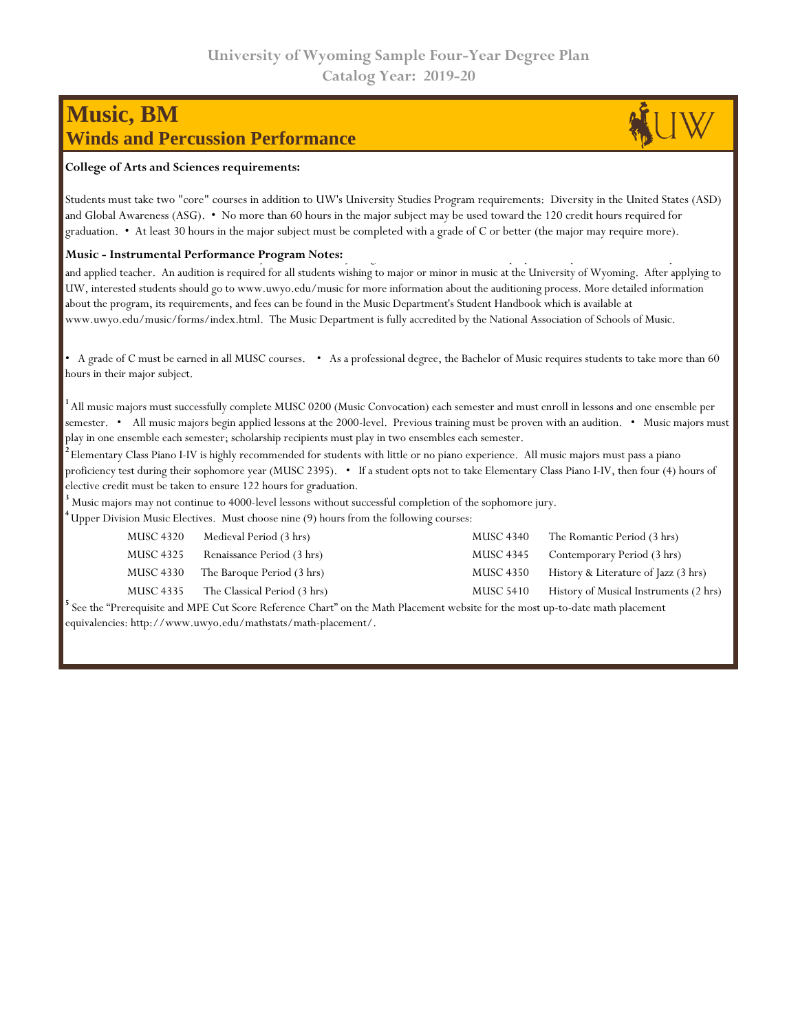University of Wyoming Sample Four-Year Degree Plan
Catalog Year: 2019-20

# Music, BM
## Winds and Percussion Performance

**College of Arts and Sciences requirements:**

Students must take two "core" courses in addition to UW's University Studies Program requirements: Diversity in the United States (ASD) and Global Awareness (ASG). • No more than 60 hours in the major subject may be used toward the 120 credit hours required for graduation. • At least 30 hours in the major subject must be completed with a grade of C or better (the major may require more).

**Music - Instrumental Performance Program Notes:**

and applied teacher. An audition is required for all students wishing to major or minor in music at the University of Wyoming. After applying to UW, interested students should go to www.uwyo.edu/music for more information about the auditioning process. More detailed information about the program, its requirements, and fees can be found in the Music Department's Student Handbook which is available at www.uwyo.edu/music/forms/index.html. The Music Department is fully accredited by the National Association of Schools of Music.

• A grade of C must be earned in all MUSC courses. • As a professional degree, the Bachelor of Music requires students to take more than 60 hours in their major subject.

[1] All music majors must successfully complete MUSC 0200 (Music Convocation) each semester and must enroll in lessons and one ensemble per semester. • All music majors begin applied lessons at the 2000-level. Previous training must be proven with an audition. • Music majors must play in one ensemble each semester; scholarship recipients must play in two ensembles each semester.

[2] Elementary Class Piano I-IV is highly recommended for students with little or no piano experience. All music majors must pass a piano proficiency test during their sophomore year (MUSC 2395). • If a student opts not to take Elementary Class Piano I-IV, then four (4) hours of elective credit must be taken to ensure 122 hours for graduation.

[3] Music majors may not continue to 4000-level lessons without successful completion of the sophomore jury.

[4] Upper Division Music Electives. Must choose nine (9) hours from the following courses:

| | | | |
|---|---|---|---|
| MUSC 4320 | Medieval Period (3 hrs) | MUSC 4340 | The Romantic Period (3 hrs) |
| MUSC 4325 | Renaissance Period (3 hrs) | MUSC 4345 | Contemporary Period (3 hrs) |
| MUSC 4330 | The Baroque Period (3 hrs) | MUSC 4350 | History & Literature of Jazz (3 hrs) |
| MUSC 4335 | The Classical Period (3 hrs) | MUSC 5410 | History of Musical Instruments (2 hrs) |

[5] See the "Prerequisite and MPE Cut Score Reference Chart" on the Math Placement website for the most up-to-date math placement equivalencies: http://www.uwyo.edu/mathstats/math-placement/.